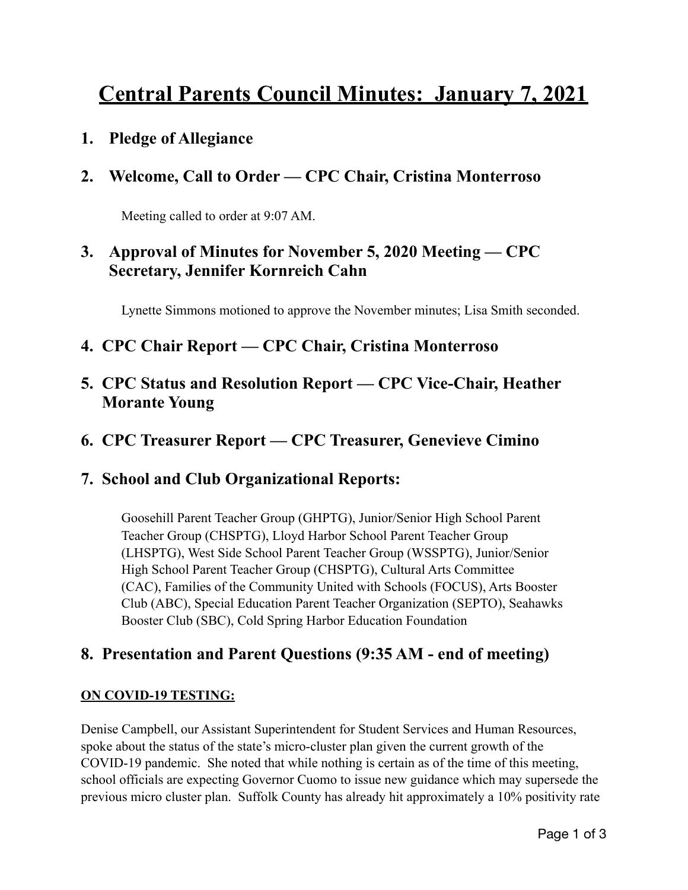# Central Parents Council Minutes: January 7, 2021

## 1. Pledge of Allegiance

## 2. Welcome, Call to Order — CPC Chair, Cristina Monterroso

Meeting called to order at 9:07 AM.

## 3. Approval of Minutes for November 5, 2020 Meeting — CPC Secretary, Jennifer Kornreich Cahn

Lynette Simmons motioned to approve the November minutes; Lisa Smith seconded.

## 4. CPC Chair Report — CPC Chair, Cristina Monterroso

## 5. CPC Status and Resolution Report — CPC Vice-Chair, Heather Morante Young

## 6. CPC Treasurer Report — CPC Treasurer, Genevieve Cimino

## 7. School and Club Organizational Reports:

Goosehill Parent Teacher Group (GHPTG), Junior/Senior High School Parent Teacher Group (CHSPTG), Lloyd Harbor School Parent Teacher Group (LHSPTG), West Side School Parent Teacher Group (WSSPTG), Junior/Senior High School Parent Teacher Group (CHSPTG), Cultural Arts Committee (CAC), Families of the Community United with Schools (FOCUS), Arts Booster Club (ABC), Special Education Parent Teacher Organization (SEPTO), Seahawks Booster Club (SBC), Cold Spring Harbor Education Foundation

## 8. Presentation and Parent Questions (9:35 AM - end of meeting)

**ON COVID-19 TESTING:**

Denise Campbell, our Assistant Superintendent for Student Services and Human Resources, spoke about the status of the state's micro-cluster plan given the current growth of the COVID-19 pandemic. She noted that while nothing is certain as of the time of this meeting, school officials are expecting Governor Cuomo to issue new guidance which may supersede the previous micro cluster plan. Suffolk County has already hit approximately a 10% positivity rate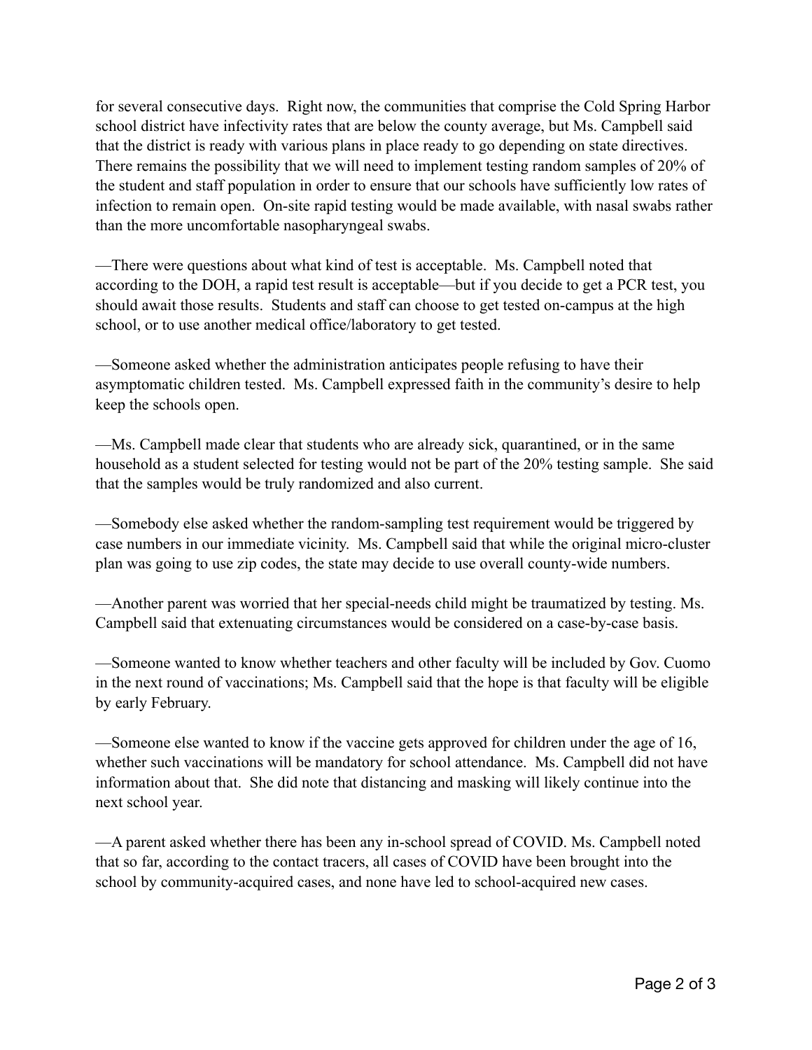for several consecutive days. Right now, the communities that comprise the Cold Spring Harbor school district have infectivity rates that are below the county average, but Ms. Campbell said that the district is ready with various plans in place ready to go depending on state directives. There remains the possibility that we will need to implement testing random samples of 20% of the student and staff population in order to ensure that our schools have sufficiently low rates of infection to remain open. On-site rapid testing would be made available, with nasal swabs rather than the more uncomfortable nasopharyngeal swabs.

—There were questions about what kind of test is acceptable. Ms. Campbell noted that according to the DOH, a rapid test result is acceptable—but if you decide to get a PCR test, you should await those results. Students and staff can choose to get tested on-campus at the high school, or to use another medical office/laboratory to get tested.

—Someone asked whether the administration anticipates people refusing to have their asymptomatic children tested. Ms. Campbell expressed faith in the community's desire to help keep the schools open.

—Ms. Campbell made clear that students who are already sick, quarantined, or in the same household as a student selected for testing would not be part of the 20% testing sample. She said that the samples would be truly randomized and also current.

—Somebody else asked whether the random-sampling test requirement would be triggered by case numbers in our immediate vicinity. Ms. Campbell said that while the original micro-cluster plan was going to use zip codes, the state may decide to use overall county-wide numbers.

—Another parent was worried that her special-needs child might be traumatized by testing. Ms. Campbell said that extenuating circumstances would be considered on a case-by-case basis.

—Someone wanted to know whether teachers and other faculty will be included by Gov. Cuomo in the next round of vaccinations; Ms. Campbell said that the hope is that faculty will be eligible by early February.

—Someone else wanted to know if the vaccine gets approved for children under the age of 16, whether such vaccinations will be mandatory for school attendance. Ms. Campbell did not have information about that. She did note that distancing and masking will likely continue into the next school year.

—A parent asked whether there has been any in-school spread of COVID. Ms. Campbell noted that so far, according to the contact tracers, all cases of COVID have been brought into the school by community-acquired cases, and none have led to school-acquired new cases.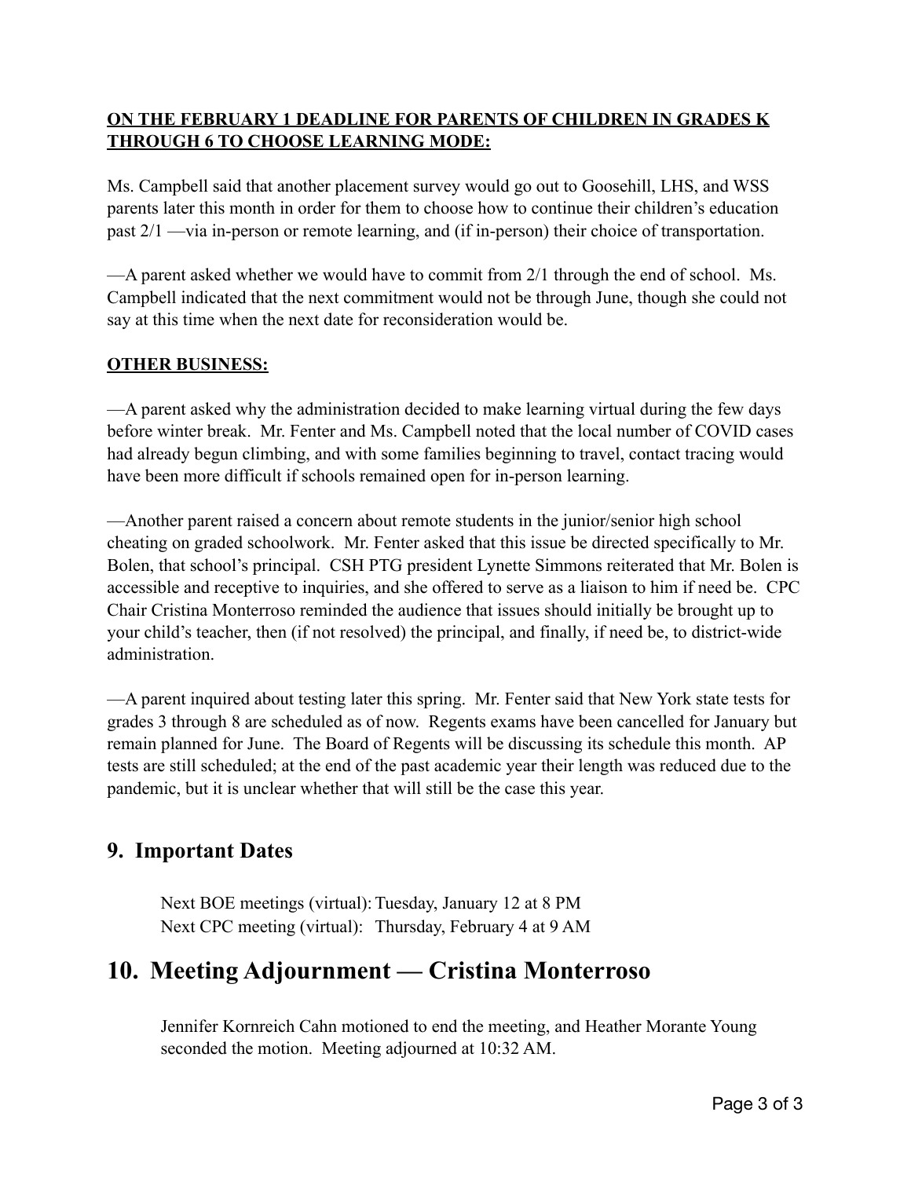**<u>ON THE FEBRUARY 1 DEADLINE FOR PARENTS OF CHILDREN IN GRADES K THROUGH 6 TO CHOOSE LEARNING MODE:</u>**

Ms. Campbell said that another placement survey would go out to Goosehill, LHS, and WSS parents later this month in order for them to choose how to continue their children's education past 2/1 —via in-person or remote learning, and (if in-person) their choice of transportation.

—A parent asked whether we would have to commit from 2/1 through the end of school. Ms. Campbell indicated that the next commitment would not be through June, though she could not say at this time when the next date for reconsideration would be.

**<u>OTHER BUSINESS:</u>**

—A parent asked why the administration decided to make learning virtual during the few days before winter break. Mr. Fenter and Ms. Campbell noted that the local number of COVID cases had already begun climbing, and with some families beginning to travel, contact tracing would have been more difficult if schools remained open for in-person learning.

—Another parent raised a concern about remote students in the junior/senior high school cheating on graded schoolwork. Mr. Fenter asked that this issue be directed specifically to Mr. Bolen, that school's principal. CSH PTG president Lynette Simmons reiterated that Mr. Bolen is accessible and receptive to inquiries, and she offered to serve as a liaison to him if need be. CPC Chair Cristina Monterroso reminded the audience that issues should initially be brought up to your child's teacher, then (if not resolved) the principal, and finally, if need be, to district-wide administration.

—A parent inquired about testing later this spring. Mr. Fenter said that New York state tests for grades 3 through 8 are scheduled as of now. Regents exams have been cancelled for January but remain planned for June. The Board of Regents will be discussing its schedule this month. AP tests are still scheduled; at the end of the past academic year their length was reduced due to the pandemic, but it is unclear whether that will still be the case this year.

## 9. Important Dates

Next BOE meetings (virtual): Tuesday, January 12 at 8 PM
Next CPC meeting (virtual): Thursday, February 4 at 9 AM

# 10. Meeting Adjournment — Cristina Monterroso

Jennifer Kornreich Cahn motioned to end the meeting, and Heather Morante Young seconded the motion. Meeting adjourned at 10:32 AM.